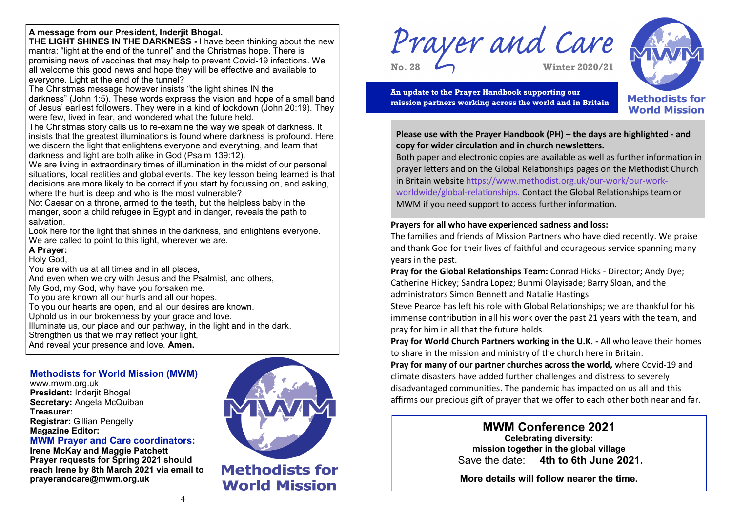**A message from our President, Inderjit Bhogal.**

**THE LIGHT SHINES IN THE DARKNESS -** I have been thinking about the new mantra: "light at the end of the tunnel" and the Christmas hope. There is promising news of vaccines that may help to prevent Covid-19 infections. We all welcome this good news and hope they will be effective and available to everyone. Light at the end of the tunnel?

The Christmas message however insists "the light shines IN the darkness" (John 1:5). These words express the vision and hope of a small band of Jesus' earliest followers. They were in a kind of lockdown (John 20:19). They were few, lived in fear, and wondered what the future held.

The Christmas story calls us to re-examine the way we speak of darkness. It insists that the greatest illuminations is found where darkness is profound. Here we discern the light that enlightens everyone and everything, and learn that darkness and light are both alike in God (Psalm 139:12).

We are living in extraordinary times of illumination in the midst of our personal situations, local realities and global events. The key lesson being learned is that decisions are more likely to be correct if you start by focussing on, and asking, where the hurt is deep and who is the most vulnerable?

Not Caesar on a throne, armed to the teeth, but the helpless baby in the manger, soon a child refugee in Egypt and in danger, reveals the path to salvation.

Look here for the light that shines in the darkness, and enlightens everyone. We are called to point to this light, wherever we are.

**A Prayer:**

Holy God,
You are with us at all times and in all places,
And even when we cry with Jesus and the Psalmist, and others,
My God, my God, why have you forsaken me.
To you are known all our hurts and all our hopes.
To you our hearts are open, and all our desires are known.
Uphold us in our brokenness by your grace and love.
Illuminate us, our place and our pathway, in the light and in the dark.
Strengthen us that we may reflect your light,
And reveal your presence and love. **Amen.**

## Methodists for World Mission (MWM)

www.mwm.org.uk
**President:** Inderjit Bhogal
**Secretary:** Angela McQuiban
**Treasurer:**
**Registrar:** Gillian Pengelly
**Magazine Editor:**

### MWM Prayer and Care coordinators:

**Irene McKay and Maggie Patchett**
**Prayer requests for Spring 2021 should reach Irene by 8th March 2021 via email to prayerandcare@mwm.org.uk**

Methodists for World Mission

# *Prayer and Care*

**No. 28** **Winter 2020/21**

**An update to the Prayer Handbook supporting our mission partners working across the world and in Britain**

Methodists for World Mission

**Please use with the Prayer Handbook (PH) – the days are highlighted - and copy for wider circulation and in church newsletters.**

Both paper and electronic copies are available as well as further information in prayer letters and on the Global Relationships pages on the Methodist Church in Britain website https://www.methodist.org.uk/our-work/our-work-worldwide/global-relationships. Contact the Global Relationships team or MWM if you need support to access further information.

**Prayers for all who have experienced sadness and loss:**

The families and friends of Mission Partners who have died recently. We praise and thank God for their lives of faithful and courageous service spanning many years in the past.

**Pray for the Global Relationships Team:** Conrad Hicks - Director; Andy Dye; Catherine Hickey; Sandra Lopez; Bunmi Olayisade; Barry Sloan, and the administrators Simon Bennett and Natalie Hastings.

Steve Pearce has left his role with Global Relationships; we are thankful for his immense contribution in all his work over the past 21 years with the team, and pray for him in all that the future holds.

**Pray for World Church Partners working in the U.K. -** All who leave their homes to share in the mission and ministry of the church here in Britain.

**Pray for many of our partner churches across the world,** where Covid-19 and climate disasters have added further challenges and distress to severely disadvantaged communities. The pandemic has impacted on us all and this affirms our precious gift of prayer that we offer to each other both near and far.

## MWM Conference 2021

**Celebrating diversity:
mission together in the global village**

Save the date: **4th to 6th June 2021.**

**More details will follow nearer the time.**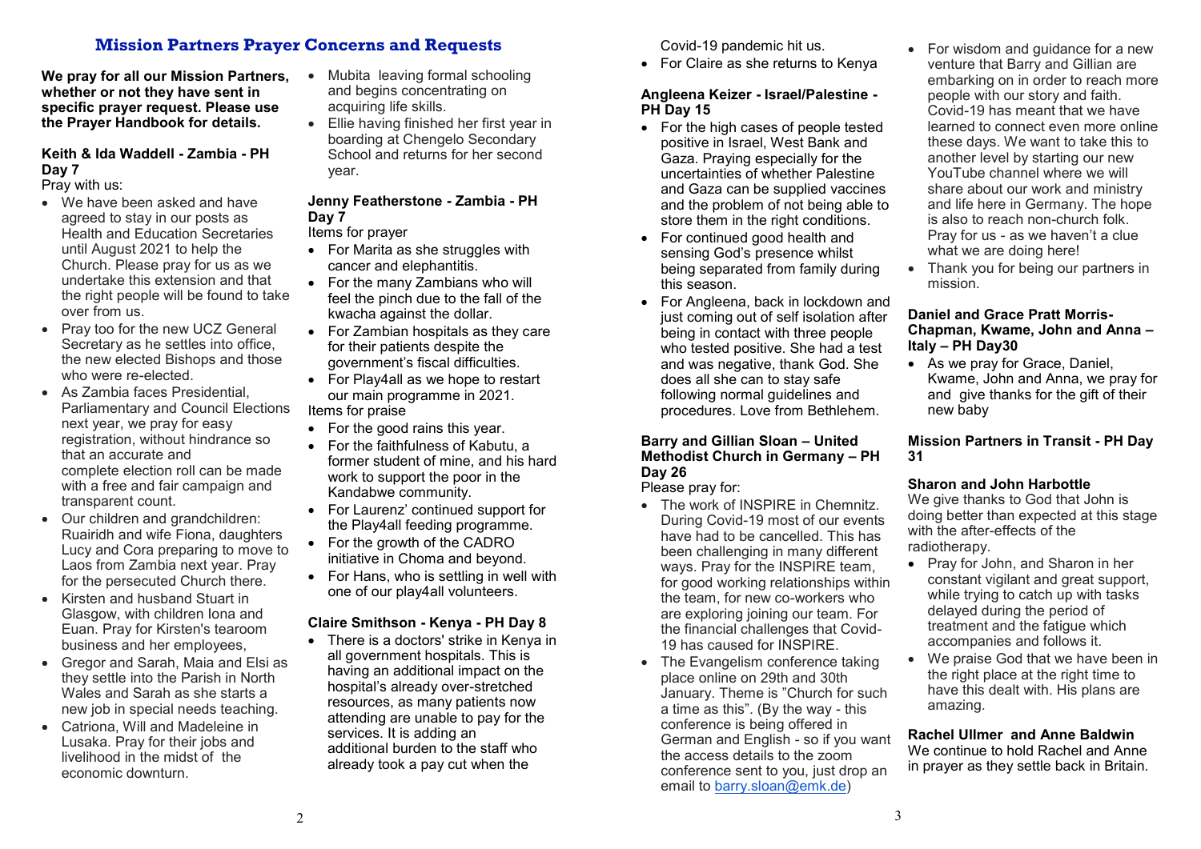## Mission Partners Prayer Concerns and Requests

**We pray for all our Mission Partners, whether or not they have sent in specific prayer request. Please use the Prayer Handbook for details.**

### Keith & Ida Waddell - Zambia - PH Day 7

Pray with us:

- We have been asked and have agreed to stay in our posts as Health and Education Secretaries until August 2021 to help the Church. Please pray for us as we undertake this extension and that the right people will be found to take over from us.
- Pray too for the new UCZ General Secretary as he settles into office, the new elected Bishops and those who were re-elected.
- As Zambia faces Presidential, Parliamentary and Council Elections next year, we pray for easy registration, without hindrance so that an accurate and complete election roll can be made with a free and fair campaign and transparent count.
- Our children and grandchildren: Ruairidh and wife Fiona, daughters Lucy and Cora preparing to move to Laos from Zambia next year. Pray for the persecuted Church there.
- Kirsten and husband Stuart in Glasgow, with children Iona and Euan. Pray for Kirsten's tearoom business and her employees,
- Gregor and Sarah, Maia and Elsi as they settle into the Parish in North Wales and Sarah as she starts a new job in special needs teaching.
- Catriona, Will and Madeleine in Lusaka. Pray for their jobs and livelihood in the midst of the economic downturn.
- Mubita leaving formal schooling and begins concentrating on acquiring life skills.
- Ellie having finished her first year in boarding at Chengelo Secondary School and returns for her second year.

### Jenny Featherstone - Zambia - PH Day 7

Items for prayer

- For Marita as she struggles with cancer and elephantitis.
- For the many Zambians who will feel the pinch due to the fall of the kwacha against the dollar.
- For Zambian hospitals as they care for their patients despite the government's fiscal difficulties.
- For Play4all as we hope to restart our main programme in 2021.

Items for praise

- For the good rains this year.
- For the faithfulness of Kabutu, a former student of mine, and his hard work to support the poor in the Kandabwe community.
- For Laurenz' continued support for the Play4all feeding programme.
- For the growth of the CADRO initiative in Choma and beyond.
- For Hans, who is settling in well with one of our play4all volunteers.

### Claire Smithson - Kenya - PH Day 8

- There is a doctors' strike in Kenya in all government hospitals. This is having an additional impact on the hospital's already over-stretched resources, as many patients now attending are unable to pay for the services. It is adding an additional burden to the staff who already took a pay cut when the Covid-19 pandemic hit us.
- For Claire as she returns to Kenya

### Angleena Keizer - Israel/Palestine - PH Day 15

- For the high cases of people tested positive in Israel, West Bank and Gaza. Praying especially for the uncertainties of whether Palestine and Gaza can be supplied vaccines and the problem of not being able to store them in the right conditions.
- For continued good health and sensing God's presence whilst being separated from family during this season.
- For Angleena, back in lockdown and just coming out of self isolation after being in contact with three people who tested positive. She had a test and was negative, thank God. She does all she can to stay safe following normal guidelines and procedures. Love from Bethlehem.

### Barry and Gillian Sloan – United Methodist Church in Germany – PH Day 26

Please pray for:

- The work of INSPIRE in Chemnitz. During Covid-19 most of our events have had to be cancelled. This has been challenging in many different ways. Pray for the INSPIRE team, for good working relationships within the team, for new co-workers who are exploring joining our team. For the financial challenges that Covid-19 has caused for INSPIRE.
- The Evangelism conference taking place online on 29th and 30th January. Theme is "Church for such a time as this". (By the way - this conference is being offered in German and English - so if you want the access details to the zoom conference sent to you, just drop an email to barry.sloan@emk.de)
- For wisdom and guidance for a new venture that Barry and Gillian are embarking on in order to reach more people with our story and faith. Covid-19 has meant that we have learned to connect even more online these days. We want to take this to another level by starting our new YouTube channel where we will share about our work and ministry and life here in Germany. The hope is also to reach non-church folk. Pray for us - as we haven't a clue what we are doing here!
- Thank you for being our partners in mission.

### Daniel and Grace Pratt Morris-Chapman, Kwame, John and Anna – Italy – PH Day30

- As we pray for Grace, Daniel, Kwame, John and Anna, we pray for and give thanks for the gift of their new baby

### Mission Partners in Transit - PH Day 31

### Sharon and John Harbottle

We give thanks to God that John is doing better than expected at this stage with the after-effects of the radiotherapy.

- Pray for John, and Sharon in her constant vigilant and great support, while trying to catch up with tasks delayed during the period of treatment and the fatigue which accompanies and follows it.
- We praise God that we have been in the right place at the right time to have this dealt with. His plans are amazing.

### Rachel Ullmer and Anne Baldwin

We continue to hold Rachel and Anne in prayer as they settle back in Britain.